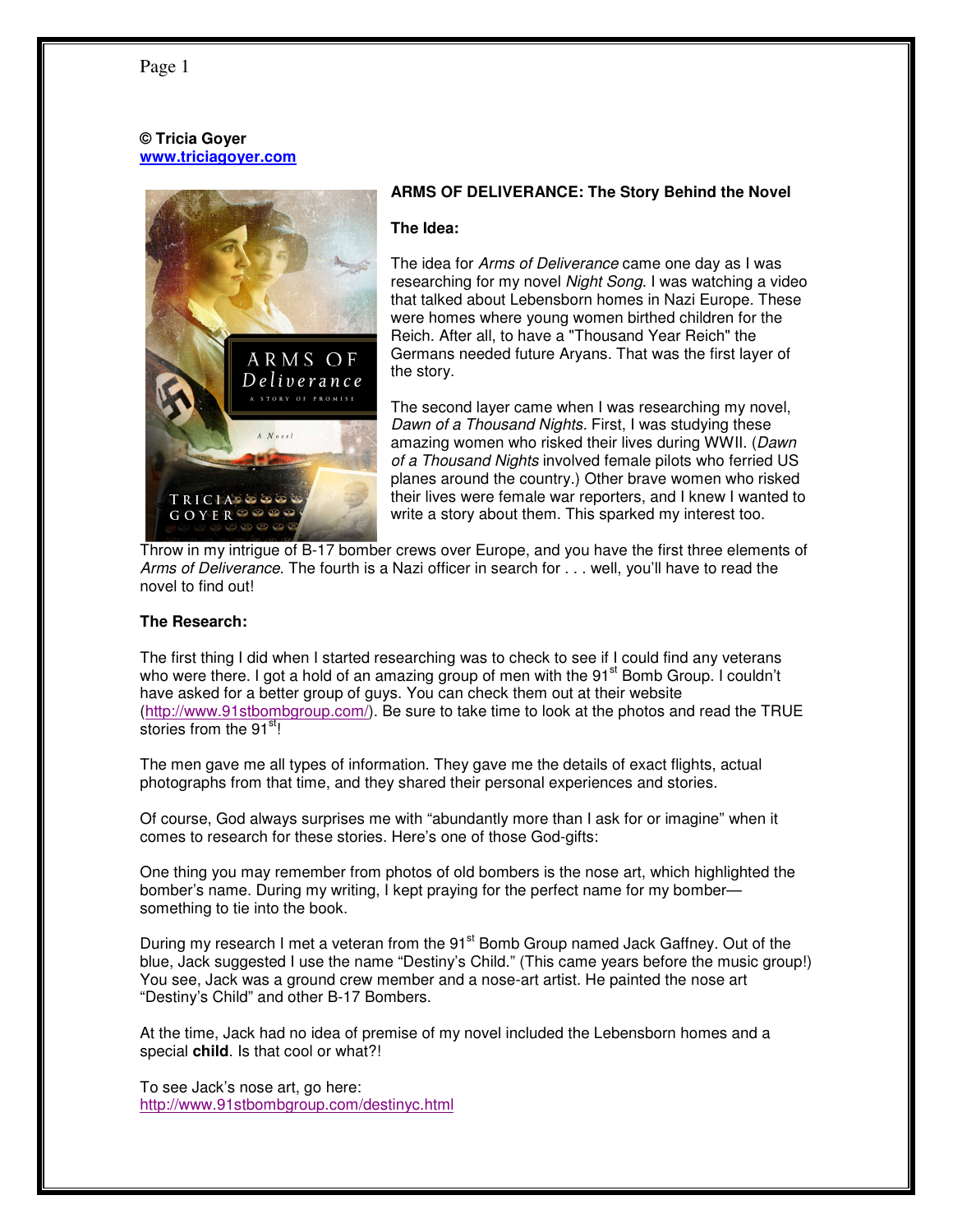**© Tricia Goyer**
**www.triciagoyer.com**

**ARMS OF DELIVERANCE: The Story Behind the Novel**

**The Idea:**

The idea for *Arms of Deliverance* came one day as I was researching for my novel *Night Song.* I was watching a video that talked about Lebensborn homes in Nazi Europe. These were homes where young women birthed children for the Reich. After all, to have a "Thousand Year Reich" the Germans needed future Aryans. That was the first layer of the story.

The second layer came when I was researching my novel, *Dawn of a Thousand Nights.* First, I was studying these amazing women who risked their lives during WWII. (*Dawn of a Thousand Nights* involved female pilots who ferried US planes around the country.) Other brave women who risked their lives were female war reporters, and I knew I wanted to write a story about them. This sparked my interest too.

Throw in my intrigue of B-17 bomber crews over Europe, and you have the first three elements of *Arms of Deliverance*. The fourth is a Nazi officer in search for . . . well, you'll have to read the novel to find out!

**The Research:**

The first thing I did when I started researching was to check to see if I could find any veterans who were there. I got a hold of an amazing group of men with the 91st Bomb Group. I couldn't have asked for a better group of guys. You can check them out at their website (http://www.91stbombgroup.com/). Be sure to take time to look at the photos and read the TRUE stories from the 91st!

The men gave me all types of information. They gave me the details of exact flights, actual photographs from that time, and they shared their personal experiences and stories.

Of course, God always surprises me with "abundantly more than I ask for or imagine" when it comes to research for these stories. Here's one of those God-gifts:

One thing you may remember from photos of old bombers is the nose art, which highlighted the bomber's name. During my writing, I kept praying for the perfect name for my bomber—something to tie into the book.

During my research I met a veteran from the 91st Bomb Group named Jack Gaffney. Out of the blue, Jack suggested I use the name "Destiny's Child." (This came years before the music group!) You see, Jack was a ground crew member and a nose-art artist. He painted the nose art "Destiny's Child" and other B-17 Bombers.

At the time, Jack had no idea of premise of my novel included the Lebensborn homes and a special **child**. Is that cool or what?!

To see Jack's nose art, go here:
http://www.91stbombgroup.com/destinyc.html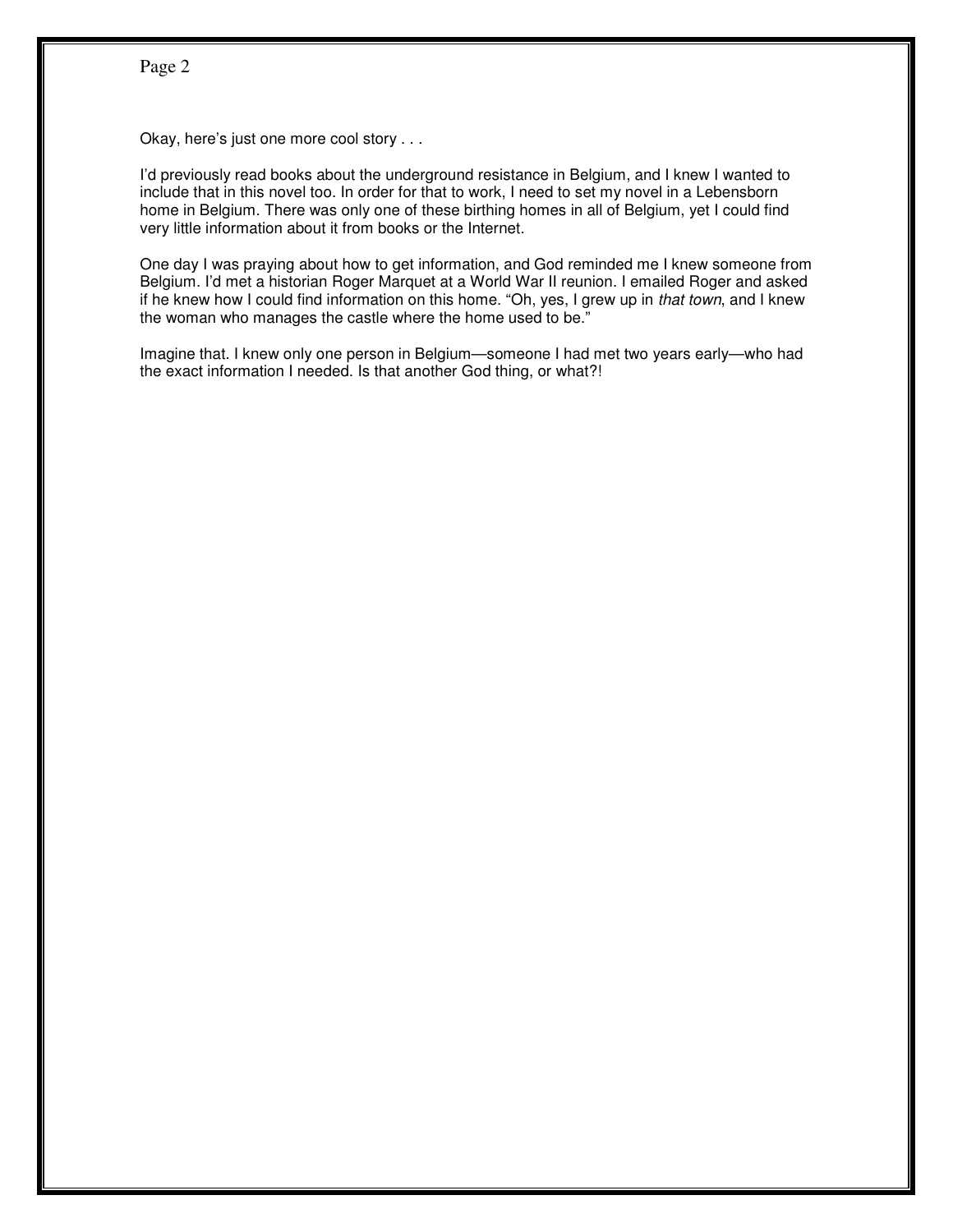Okay, here's just one more cool story . . .

I'd previously read books about the underground resistance in Belgium, and I knew I wanted to include that in this novel too. In order for that to work, I need to set my novel in a Lebensborn home in Belgium. There was only one of these birthing homes in all of Belgium, yet I could find very little information about it from books or the Internet.

One day I was praying about how to get information, and God reminded me I knew someone from Belgium. I'd met a historian Roger Marquet at a World War II reunion. I emailed Roger and asked if he knew how I could find information on this home. "Oh, yes, I grew up in *that town*, and I knew the woman who manages the castle where the home used to be."

Imagine that. I knew only one person in Belgium—someone I had met two years early—who had the exact information I needed. Is that another God thing, or what?!